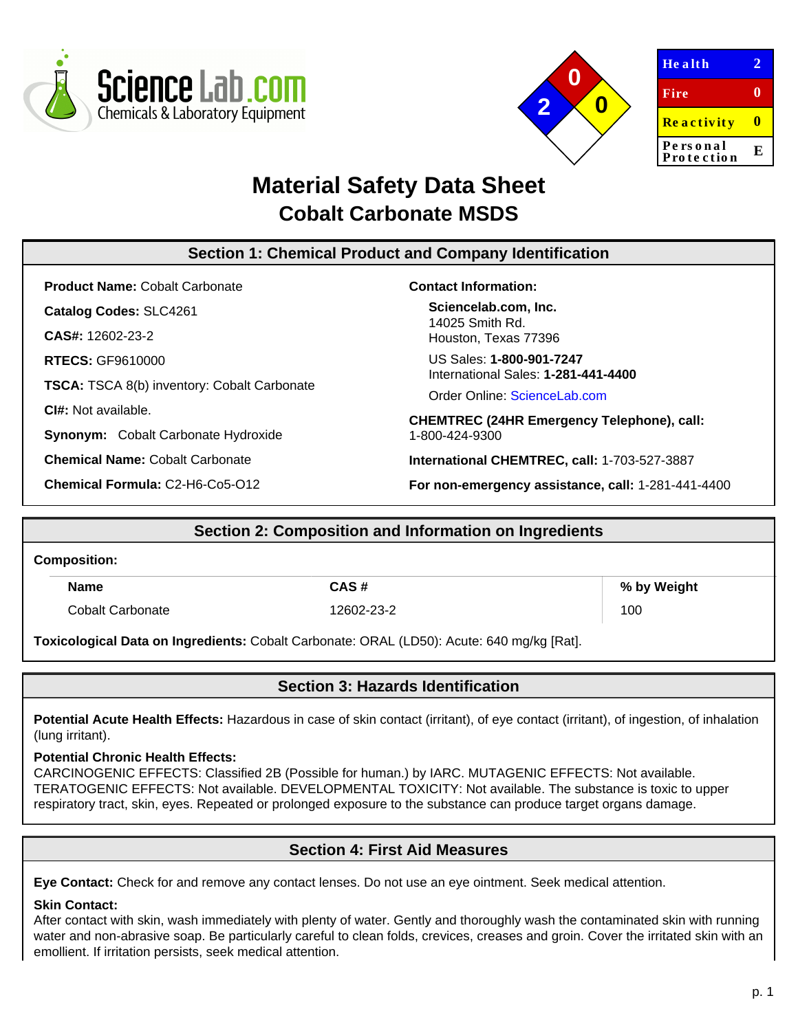| Health | 2 |
|---|---|
| Fire | 0 |
| Reactivity | 0 |
| Personal Protection | E |

# Material Safety Data Sheet
## Cobalt Carbonate MSDS

### Section 1: Chemical Product and Company Identification

**Product Name:** Cobalt Carbonate

**Catalog Codes:** SLC4261

**CAS#:** 12602-23-2

**RTECS:** GF9610000

**TSCA:** TSCA 8(b) inventory: Cobalt Carbonate

**CI#:** Not available.

**Synonym:** Cobalt Carbonate Hydroxide

**Chemical Name:** Cobalt Carbonate

**Chemical Formula:** C2-H6-Co5-O12

**Contact Information:**

**Sciencelab.com, Inc.**
14025 Smith Rd.
Houston, Texas 77396

US Sales: **1-800-901-7247**
International Sales: **1-281-441-4400**

Order Online: ScienceLab.com

**CHEMTREC (24HR Emergency Telephone), call:**
1-800-424-9300

**International CHEMTREC, call:** 1-703-527-3887

**For non-emergency assistance, call:** 1-281-441-4400

### Section 2: Composition and Information on Ingredients

**Composition:**

| Name | CAS # | % by Weight |
|---|---|---|
| Cobalt Carbonate | 12602-23-2 | 100 |

**Toxicological Data on Ingredients:** Cobalt Carbonate: ORAL (LD50): Acute: 640 mg/kg [Rat].

### Section 3: Hazards Identification

**Potential Acute Health Effects:** Hazardous in case of skin contact (irritant), of eye contact (irritant), of ingestion, of inhalation (lung irritant).

**Potential Chronic Health Effects:**
CARCINOGENIC EFFECTS: Classified 2B (Possible for human.) by IARC. MUTAGENIC EFFECTS: Not available. TERATOGENIC EFFECTS: Not available. DEVELOPMENTAL TOXICITY: Not available. The substance is toxic to upper respiratory tract, skin, eyes. Repeated or prolonged exposure to the substance can produce target organs damage.

### Section 4: First Aid Measures

**Eye Contact:** Check for and remove any contact lenses. Do not use an eye ointment. Seek medical attention.

**Skin Contact:**
After contact with skin, wash immediately with plenty of water. Gently and thoroughly wash the contaminated skin with running water and non-abrasive soap. Be particularly careful to clean folds, crevices, creases and groin. Cover the irritated skin with an emollient. If irritation persists, seek medical attention.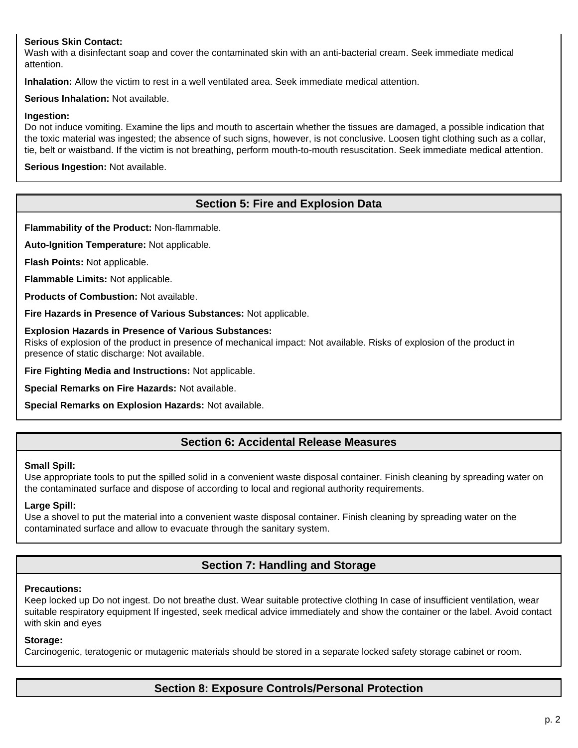**Serious Skin Contact:**
Wash with a disinfectant soap and cover the contaminated skin with an anti-bacterial cream. Seek immediate medical attention.

**Inhalation:** Allow the victim to rest in a well ventilated area. Seek immediate medical attention.

**Serious Inhalation:** Not available.

**Ingestion:**
Do not induce vomiting. Examine the lips and mouth to ascertain whether the tissues are damaged, a possible indication that the toxic material was ingested; the absence of such signs, however, is not conclusive. Loosen tight clothing such as a collar, tie, belt or waistband. If the victim is not breathing, perform mouth-to-mouth resuscitation. Seek immediate medical attention.

**Serious Ingestion:** Not available.

## Section 5: Fire and Explosion Data

**Flammability of the Product:** Non-flammable.

**Auto-Ignition Temperature:** Not applicable.

**Flash Points:** Not applicable.

**Flammable Limits:** Not applicable.

**Products of Combustion:** Not available.

**Fire Hazards in Presence of Various Substances:** Not applicable.

**Explosion Hazards in Presence of Various Substances:**
Risks of explosion of the product in presence of mechanical impact: Not available. Risks of explosion of the product in presence of static discharge: Not available.

**Fire Fighting Media and Instructions:** Not applicable.

**Special Remarks on Fire Hazards:** Not available.

**Special Remarks on Explosion Hazards:** Not available.

## Section 6: Accidental Release Measures

**Small Spill:**
Use appropriate tools to put the spilled solid in a convenient waste disposal container. Finish cleaning by spreading water on the contaminated surface and dispose of according to local and regional authority requirements.

**Large Spill:**
Use a shovel to put the material into a convenient waste disposal container. Finish cleaning by spreading water on the contaminated surface and allow to evacuate through the sanitary system.

## Section 7: Handling and Storage

**Precautions:**
Keep locked up Do not ingest. Do not breathe dust. Wear suitable protective clothing In case of insufficient ventilation, wear suitable respiratory equipment If ingested, seek medical advice immediately and show the container or the label. Avoid contact with skin and eyes

**Storage:**
Carcinogenic, teratogenic or mutagenic materials should be stored in a separate locked safety storage cabinet or room.

## Section 8: Exposure Controls/Personal Protection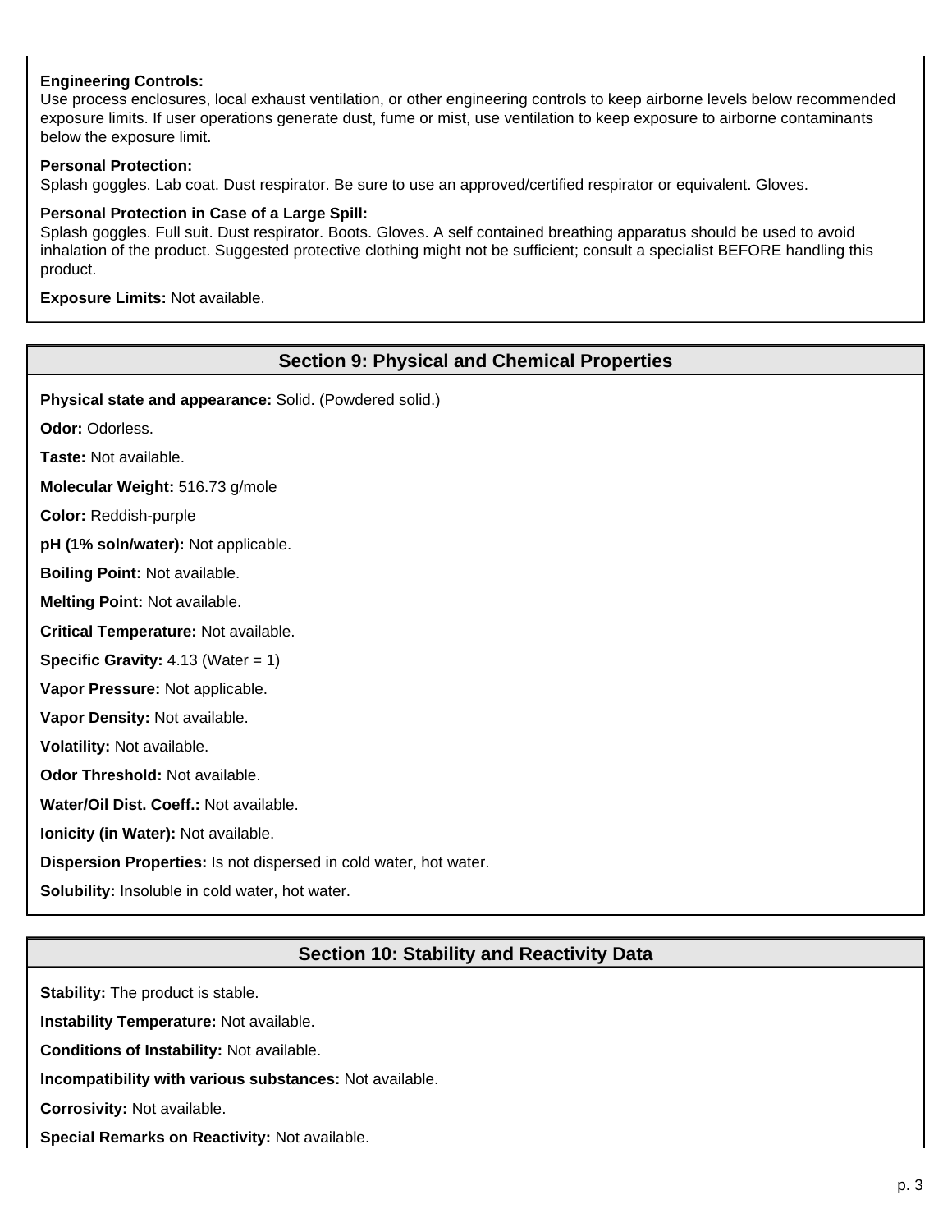**Engineering Controls:**
Use process enclosures, local exhaust ventilation, or other engineering controls to keep airborne levels below recommended exposure limits. If user operations generate dust, fume or mist, use ventilation to keep exposure to airborne contaminants below the exposure limit.

**Personal Protection:**
Splash goggles. Lab coat. Dust respirator. Be sure to use an approved/certified respirator or equivalent. Gloves.

**Personal Protection in Case of a Large Spill:**
Splash goggles. Full suit. Dust respirator. Boots. Gloves. A self contained breathing apparatus should be used to avoid inhalation of the product. Suggested protective clothing might not be sufficient; consult a specialist BEFORE handling this product.

**Exposure Limits:** Not available.

## Section 9: Physical and Chemical Properties

**Physical state and appearance:** Solid. (Powdered solid.)

**Odor:** Odorless.

**Taste:** Not available.

**Molecular Weight:** 516.73 g/mole

**Color:** Reddish-purple

**pH (1% soln/water):** Not applicable.

**Boiling Point:** Not available.

**Melting Point:** Not available.

**Critical Temperature:** Not available.

**Specific Gravity:** 4.13 (Water = 1)

**Vapor Pressure:** Not applicable.

**Vapor Density:** Not available.

**Volatility:** Not available.

**Odor Threshold:** Not available.

**Water/Oil Dist. Coeff.:** Not available.

**Ionicity (in Water):** Not available.

**Dispersion Properties:** Is not dispersed in cold water, hot water.

**Solubility:** Insoluble in cold water, hot water.

## Section 10: Stability and Reactivity Data

**Stability:** The product is stable.

**Instability Temperature:** Not available.

**Conditions of Instability:** Not available.

**Incompatibility with various substances:** Not available.

**Corrosivity:** Not available.

**Special Remarks on Reactivity:** Not available.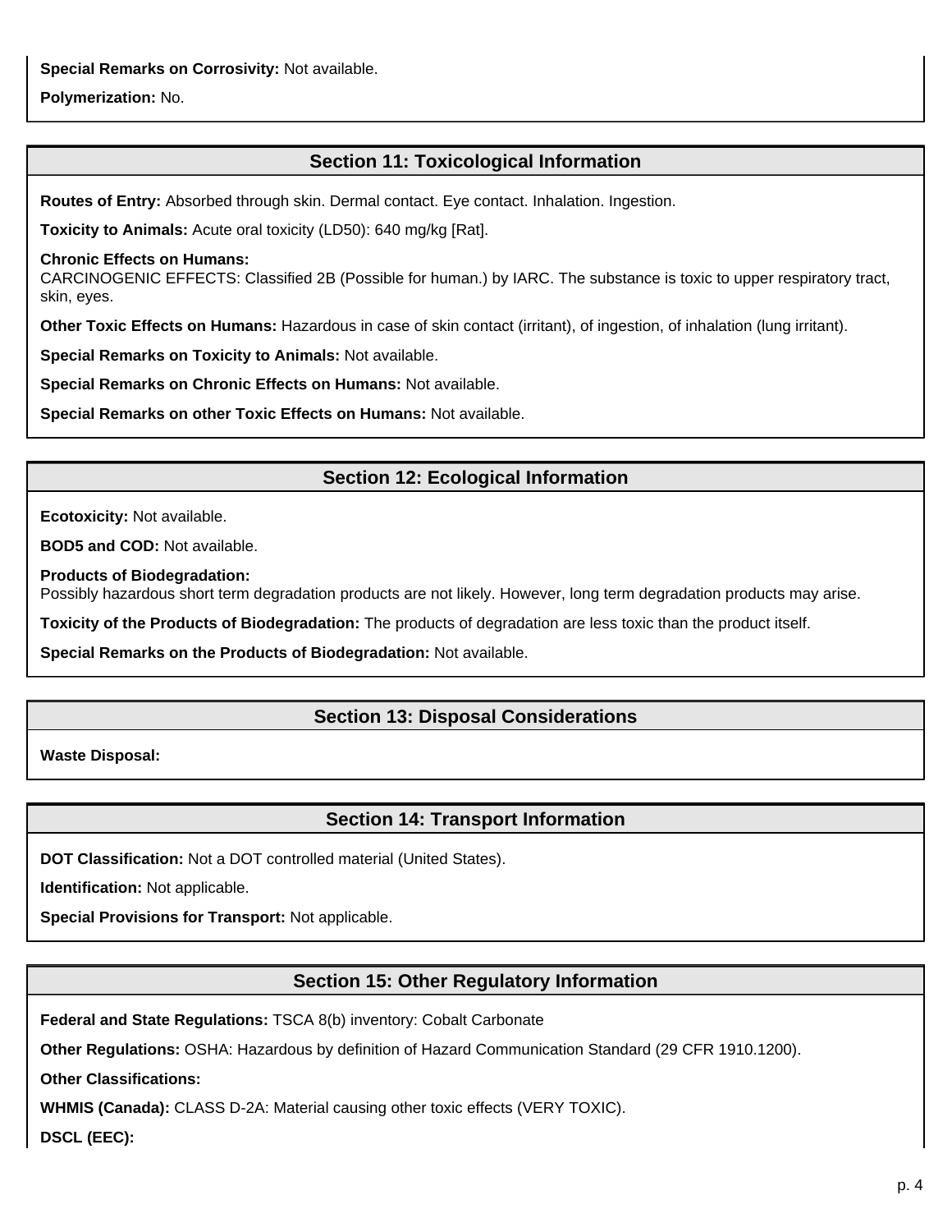**Special Remarks on Corrosivity:** Not available.

**Polymerization:** No.

## Section 11: Toxicological Information

**Routes of Entry:** Absorbed through skin. Dermal contact. Eye contact. Inhalation. Ingestion.

**Toxicity to Animals:** Acute oral toxicity (LD50): 640 mg/kg [Rat].

**Chronic Effects on Humans:**
CARCINOGENIC EFFECTS: Classified 2B (Possible for human.) by IARC. The substance is toxic to upper respiratory tract, skin, eyes.

**Other Toxic Effects on Humans:** Hazardous in case of skin contact (irritant), of ingestion, of inhalation (lung irritant).

**Special Remarks on Toxicity to Animals:** Not available.

**Special Remarks on Chronic Effects on Humans:** Not available.

**Special Remarks on other Toxic Effects on Humans:** Not available.

## Section 12: Ecological Information

**Ecotoxicity:** Not available.

**BOD5 and COD:** Not available.

**Products of Biodegradation:**
Possibly hazardous short term degradation products are not likely. However, long term degradation products may arise.

**Toxicity of the Products of Biodegradation:** The products of degradation are less toxic than the product itself.

**Special Remarks on the Products of Biodegradation:** Not available.

## Section 13: Disposal Considerations

**Waste Disposal:**

## Section 14: Transport Information

**DOT Classification:** Not a DOT controlled material (United States).

**Identification:** Not applicable.

**Special Provisions for Transport:** Not applicable.

## Section 15: Other Regulatory Information

**Federal and State Regulations:** TSCA 8(b) inventory: Cobalt Carbonate

**Other Regulations:** OSHA: Hazardous by definition of Hazard Communication Standard (29 CFR 1910.1200).

**Other Classifications:**

**WHMIS (Canada):** CLASS D-2A: Material causing other toxic effects (VERY TOXIC).

**DSCL (EEC):**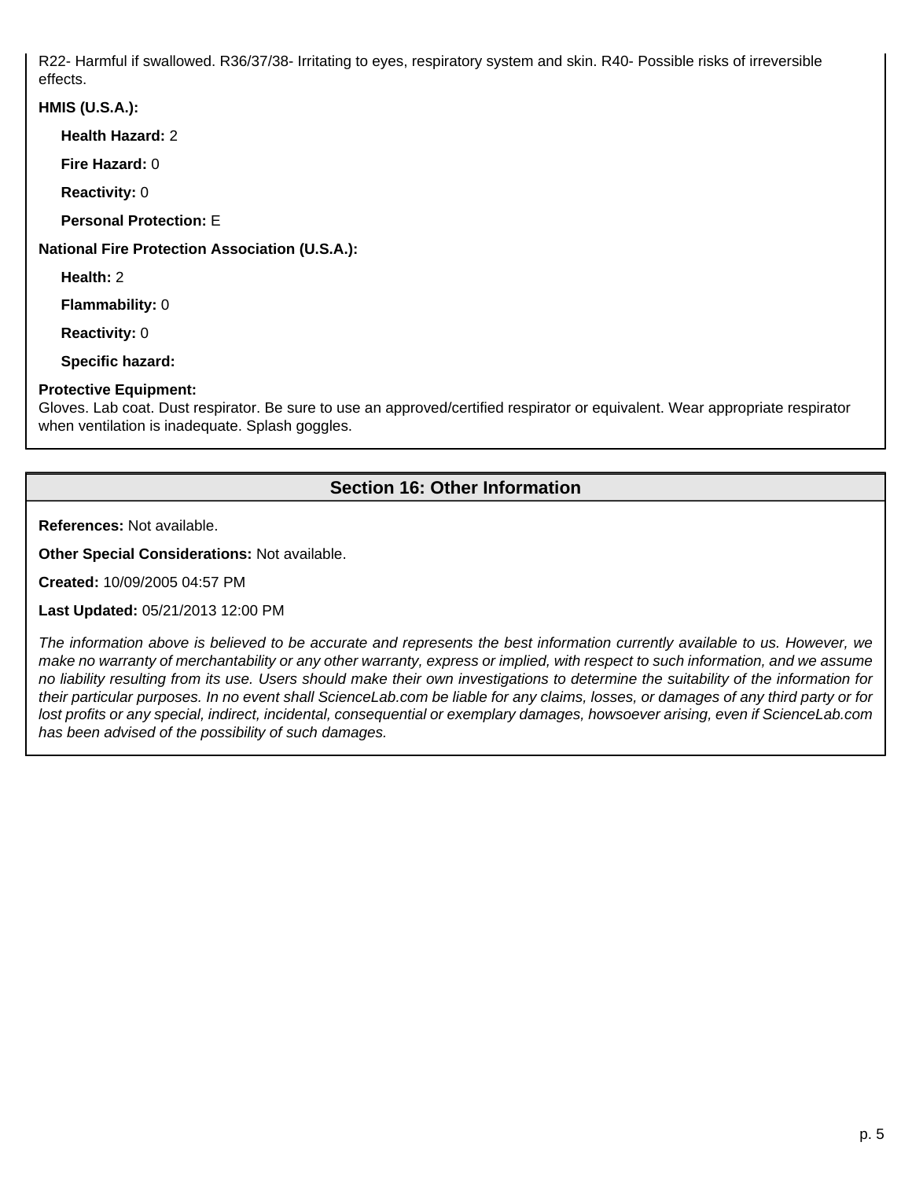R22- Harmful if swallowed. R36/37/38- Irritating to eyes, respiratory system and skin. R40- Possible risks of irreversible effects.

**HMIS (U.S.A.):**

**Health Hazard:** 2

**Fire Hazard:** 0

**Reactivity:** 0

**Personal Protection:** E

**National Fire Protection Association (U.S.A.):**

**Health:** 2

**Flammability:** 0

**Reactivity:** 0

**Specific hazard:**

**Protective Equipment:**
Gloves. Lab coat. Dust respirator. Be sure to use an approved/certified respirator or equivalent. Wear appropriate respirator when ventilation is inadequate. Splash goggles.

## Section 16: Other Information

**References:** Not available.

**Other Special Considerations:** Not available.

**Created:** 10/09/2005 04:57 PM

**Last Updated:** 05/21/2013 12:00 PM

*The information above is believed to be accurate and represents the best information currently available to us. However, we make no warranty of merchantability or any other warranty, express or implied, with respect to such information, and we assume no liability resulting from its use. Users should make their own investigations to determine the suitability of the information for their particular purposes. In no event shall ScienceLab.com be liable for any claims, losses, or damages of any third party or for lost profits or any special, indirect, incidental, consequential or exemplary damages, howsoever arising, even if ScienceLab.com has been advised of the possibility of such damages.*